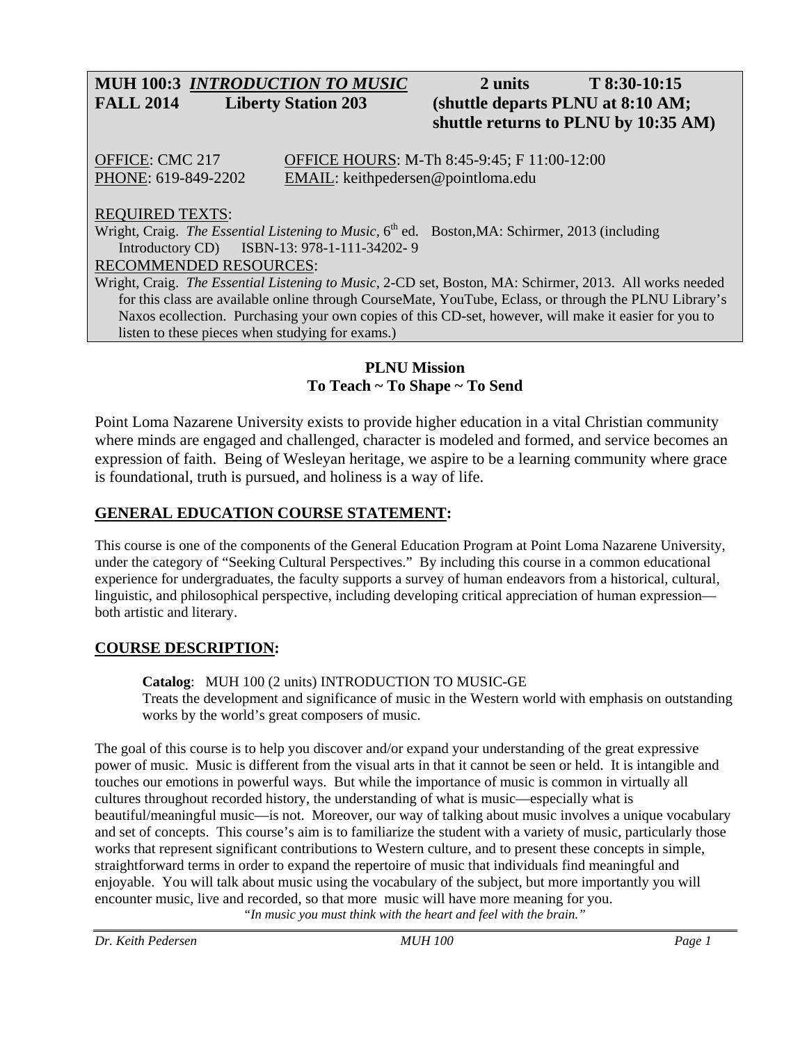**MUH 100:3 *INTRODUCTION TO MUSIC*   2 units   T 8:30-10:15**
**FALL 2014   Liberty Station 203   (shuttle departs PLNU at 8:10 AM; shuttle returns to PLNU by 10:35 AM)**

OFFICE: CMC 217   OFFICE HOURS: M-Th 8:45-9:45; F 11:00-12:00
PHONE: 619-849-2202   EMAIL: keithpedersen@pointloma.edu

REQUIRED TEXTS:
Wright, Craig. *The Essential Listening to Music*, 6th ed. Boston,MA: Schirmer, 2013 (including Introductory CD) ISBN-13: 978-1-111-34202- 9

RECOMMENDED RESOURCES:
Wright, Craig. *The Essential Listening to Music*, 2-CD set, Boston, MA: Schirmer, 2013. All works needed for this class are available online through CourseMate, YouTube, Eclass, or through the PLNU Library's Naxos ecollection. Purchasing your own copies of this CD-set, however, will make it easier for you to listen to these pieces when studying for exams.)

**PLNU Mission**
**To Teach ~ To Shape ~ To Send**

Point Loma Nazarene University exists to provide higher education in a vital Christian community where minds are engaged and challenged, character is modeled and formed, and service becomes an expression of faith. Being of Wesleyan heritage, we aspire to be a learning community where grace is foundational, truth is pursued, and holiness is a way of life.

## GENERAL EDUCATION COURSE STATEMENT:

This course is one of the components of the General Education Program at Point Loma Nazarene University, under the category of "Seeking Cultural Perspectives." By including this course in a common educational experience for undergraduates, the faculty supports a survey of human endeavors from a historical, cultural, linguistic, and philosophical perspective, including developing critical appreciation of human expression—both artistic and literary.

## COURSE DESCRIPTION:

**Catalog**: MUH 100 (2 units) INTRODUCTION TO MUSIC-GE
Treats the development and significance of music in the Western world with emphasis on outstanding works by the world's great composers of music.

The goal of this course is to help you discover and/or expand your understanding of the great expressive power of music. Music is different from the visual arts in that it cannot be seen or held. It is intangible and touches our emotions in powerful ways. But while the importance of music is common in virtually all cultures throughout recorded history, the understanding of what is music—especially what is beautiful/meaningful music—is not. Moreover, our way of talking about music involves a unique vocabulary and set of concepts. This course's aim is to familiarize the student with a variety of music, particularly those works that represent significant contributions to Western culture, and to present these concepts in simple, straightforward terms in order to expand the repertoire of music that individuals find meaningful and enjoyable. You will talk about music using the vocabulary of the subject, but more importantly you will encounter music, live and recorded, so that more music will have more meaning for you.

*"In music you must think with the heart and feel with the brain."*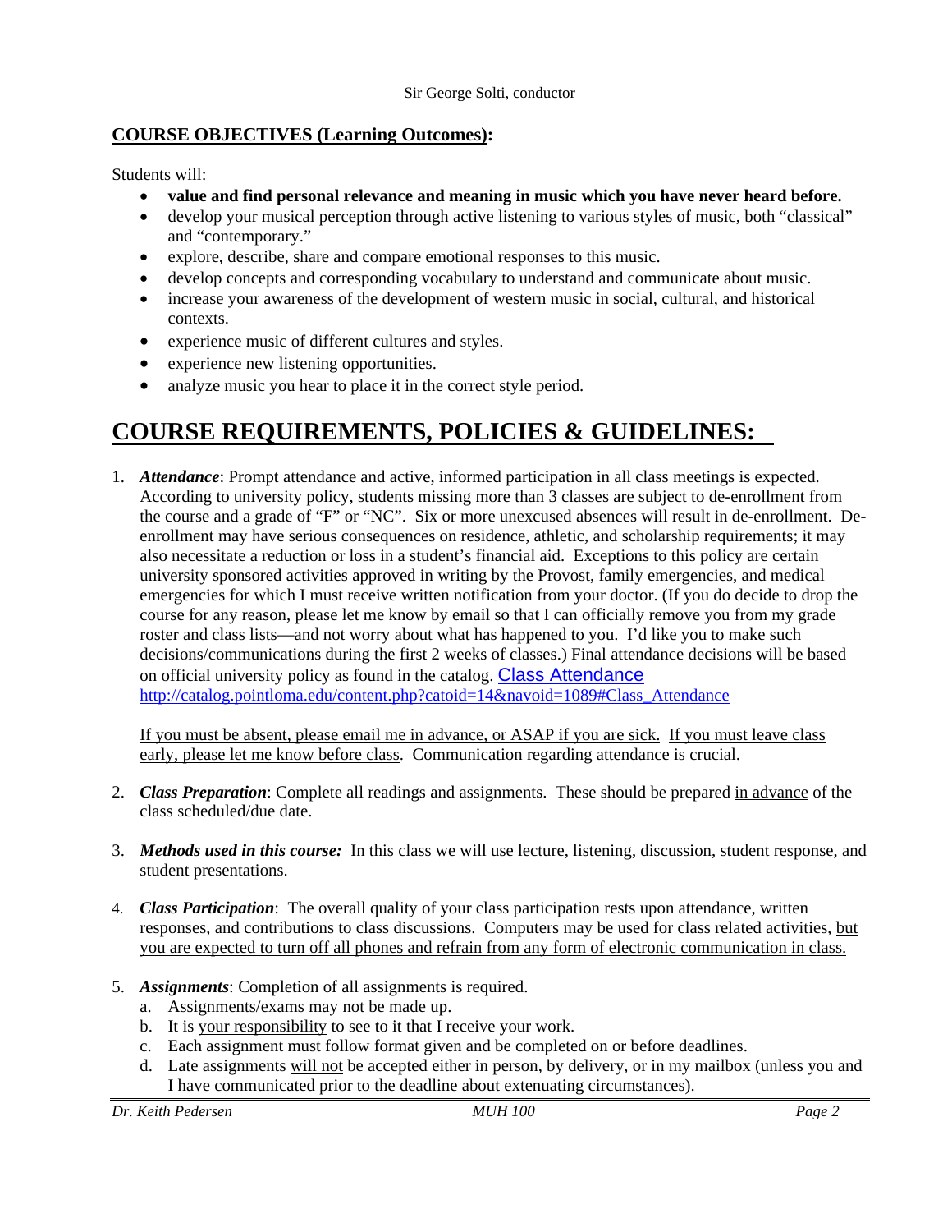Sir George Solti, conductor

**COURSE OBJECTIVES (Learning Outcomes):**

Students will:

- **value and find personal relevance and meaning in music which you have never heard before.**
- develop your musical perception through active listening to various styles of music, both "classical" and "contemporary."
- explore, describe, share and compare emotional responses to this music.
- develop concepts and corresponding vocabulary to understand and communicate about music.
- increase your awareness of the development of western music in social, cultural, and historical contexts.
- experience music of different cultures and styles.
- experience new listening opportunities.
- analyze music you hear to place it in the correct style period.

# COURSE REQUIREMENTS, POLICIES & GUIDELINES:

1. ***Attendance***: Prompt attendance and active, informed participation in all class meetings is expected. According to university policy, students missing more than 3 classes are subject to de-enrollment from the course and a grade of "F" or "NC". Six or more unexcused absences will result in de-enrollment. De-enrollment may have serious consequences on residence, athletic, and scholarship requirements; it may also necessitate a reduction or loss in a student's financial aid. Exceptions to this policy are certain university sponsored activities approved in writing by the Provost, family emergencies, and medical emergencies for which I must receive written notification from your doctor. (If you do decide to drop the course for any reason, please let me know by email so that I can officially remove you from my grade roster and class lists—and not worry about what has happened to you. I'd like you to make such decisions/communications during the first 2 weeks of classes.) Final attendance decisions will be based on official university policy as found in the catalog. Class Attendance http://catalog.pointloma.edu/content.php?catoid=14&navoid=1089#Class_Attendance

   If you must be absent, please email me in advance, or ASAP if you are sick. If you must leave class early, please let me know before class. Communication regarding attendance is crucial.

2. ***Class Preparation***: Complete all readings and assignments. These should be prepared in advance of the class scheduled/due date.

3. ***Methods used in this course:*** In this class we will use lecture, listening, discussion, student response, and student presentations.

4. ***Class Participation***: The overall quality of your class participation rests upon attendance, written responses, and contributions to class discussions. Computers may be used for class related activities, but you are expected to turn off all phones and refrain from any form of electronic communication in class.

5. ***Assignments***: Completion of all assignments is required.
   a. Assignments/exams may not be made up.
   b. It is your responsibility to see to it that I receive your work.
   c. Each assignment must follow format given and be completed on or before deadlines.
   d. Late assignments will not be accepted either in person, by delivery, or in my mailbox (unless you and I have communicated prior to the deadline about extenuating circumstances).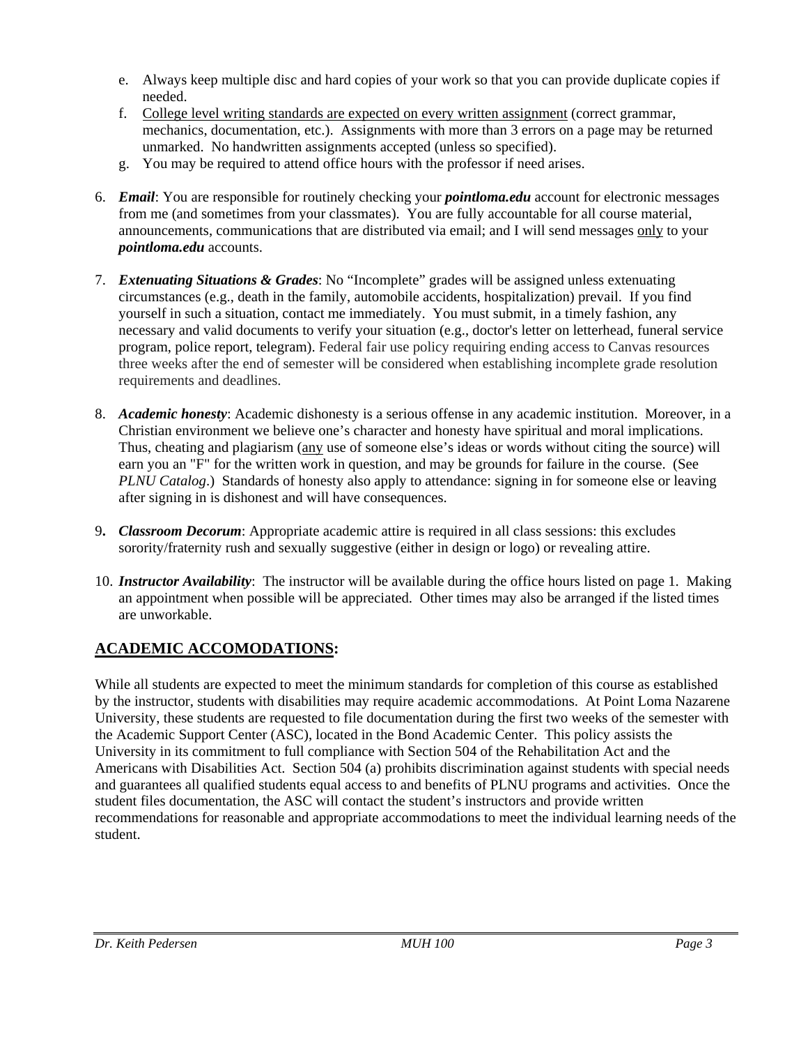e. Always keep multiple disc and hard copies of your work so that you can provide duplicate copies if needed.
f. <u>College level writing standards are expected on every written assignment</u> (correct grammar, mechanics, documentation, etc.). Assignments with more than 3 errors on a page may be returned unmarked. No handwritten assignments accepted (unless so specified).
g. You may be required to attend office hours with the professor if need arises.

6. ***Email***: You are responsible for routinely checking your ***pointloma.edu*** account for electronic messages from me (and sometimes from your classmates). You are fully accountable for all course material, announcements, communications that are distributed via email; and I will send messages <u>only</u> to your ***pointloma.edu*** accounts.

7. ***Extenuating Situations & Grades***: No "Incomplete" grades will be assigned unless extenuating circumstances (e.g., death in the family, automobile accidents, hospitalization) prevail. If you find yourself in such a situation, contact me immediately. You must submit, in a timely fashion, any necessary and valid documents to verify your situation (e.g., doctor's letter on letterhead, funeral service program, police report, telegram). Federal fair use policy requiring ending access to Canvas resources three weeks after the end of semester will be considered when establishing incomplete grade resolution requirements and deadlines.

8. ***Academic honesty***: Academic dishonesty is a serious offense in any academic institution. Moreover, in a Christian environment we believe one's character and honesty have spiritual and moral implications. Thus, cheating and plagiarism (<u>any</u> use of someone else's ideas or words without citing the source) will earn you an "F" for the written work in question, and may be grounds for failure in the course. (See *PLNU Catalog*.) Standards of honesty also apply to attendance: signing in for someone else or leaving after signing in is dishonest and will have consequences.

9. ***Classroom Decorum***: Appropriate academic attire is required in all class sessions: this excludes sorority/fraternity rush and sexually suggestive (either in design or logo) or revealing attire.

10. ***Instructor Availability***: The instructor will be available during the office hours listed on page 1. Making an appointment when possible will be appreciated. Other times may also be arranged if the listed times are unworkable.

## ACADEMIC ACCOMODATIONS:

While all students are expected to meet the minimum standards for completion of this course as established by the instructor, students with disabilities may require academic accommodations. At Point Loma Nazarene University, these students are requested to file documentation during the first two weeks of the semester with the Academic Support Center (ASC), located in the Bond Academic Center. This policy assists the University in its commitment to full compliance with Section 504 of the Rehabilitation Act and the Americans with Disabilities Act. Section 504 (a) prohibits discrimination against students with special needs and guarantees all qualified students equal access to and benefits of PLNU programs and activities. Once the student files documentation, the ASC will contact the student's instructors and provide written recommendations for reasonable and appropriate accommodations to meet the individual learning needs of the student.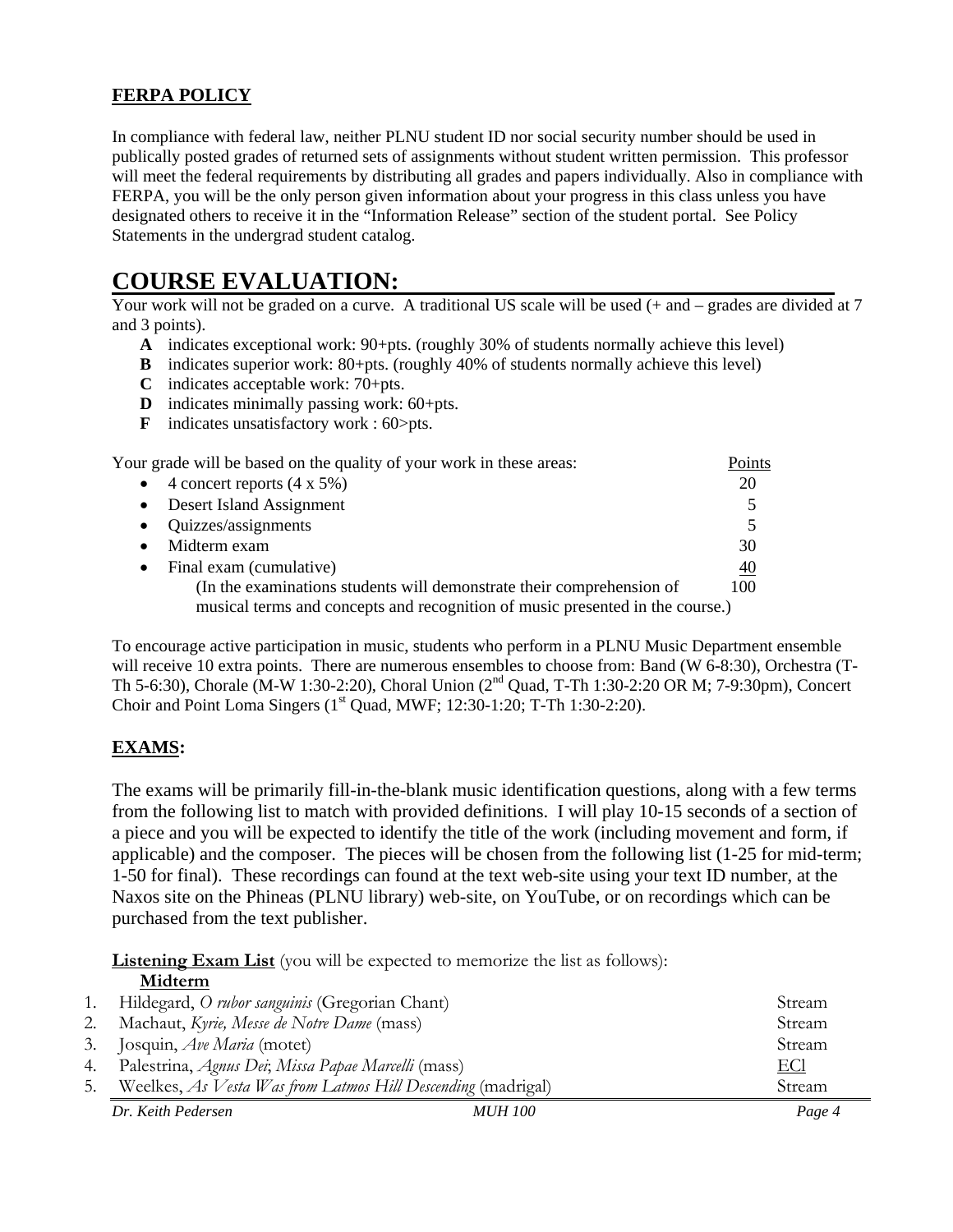## FERPA POLICY

In compliance with federal law, neither PLNU student ID nor social security number should be used in publically posted grades of returned sets of assignments without student written permission. This professor will meet the federal requirements by distributing all grades and papers individually. Also in compliance with FERPA, you will be the only person given information about your progress in this class unless you have designated others to receive it in the "Information Release" section of the student portal. See Policy Statements in the undergrad student catalog.

# COURSE EVALUATION:

Your work will not be graded on a curve. A traditional US scale will be used (+ and – grades are divided at 7 and 3 points).

- **A** indicates exceptional work: 90+pts. (roughly 30% of students normally achieve this level)
- **B** indicates superior work: 80+pts. (roughly 40% of students normally achieve this level)
- **C** indicates acceptable work: 70+pts.
- **D** indicates minimally passing work: 60+pts.
- **F** indicates unsatisfactory work : 60>pts.

| Your grade will be based on the quality of your work in these areas: | Points |
|---|---|
| • 4 concert reports (4 x 5%) | 20 |
| • Desert Island Assignment | 5 |
| • Quizzes/assignments | 5 |
| • Midterm exam | 30 |
| • Final exam (cumulative) | 40 |
| (In the examinations students will demonstrate their comprehension of musical terms and concepts and recognition of music presented in the course.) | 100 |

To encourage active participation in music, students who perform in a PLNU Music Department ensemble will receive 10 extra points. There are numerous ensembles to choose from: Band (W 6-8:30), Orchestra (T-Th 5-6:30), Chorale (M-W 1:30-2:20), Choral Union (2nd Quad, T-Th 1:30-2:20 OR M; 7-9:30pm), Concert Choir and Point Loma Singers (1st Quad, MWF; 12:30-1:20; T-Th 1:30-2:20).

## EXAMS:

The exams will be primarily fill-in-the-blank music identification questions, along with a few terms from the following list to match with provided definitions. I will play 10-15 seconds of a section of a piece and you will be expected to identify the title of the work (including movement and form, if applicable) and the composer. The pieces will be chosen from the following list (1-25 for mid-term; 1-50 for final). These recordings can found at the text web-site using your text ID number, at the Naxos site on the Phineas (PLNU library) web-site, on YouTube, or on recordings which can be purchased from the text publisher.

**Listening Exam List** (you will be expected to memorize the list as follows):

**Midterm**

| # | Work | Source |
|---|---|---|
| 1. | Hildegard, *O rubor sanguinis* (Gregorian Chant) | Stream |
| 2. | Machaut, *Kyrie, Messe de Notre Dame* (mass) | Stream |
| 3. | Josquin, *Ave Maria* (motet) | Stream |
| 4. | Palestrina, *Agnus Dei*; *Missa Papae Marcelli* (mass) | ECl |
| 5. | Weelkes, *As Vesta Was from Latmos Hill Descending* (madrigal) | Stream |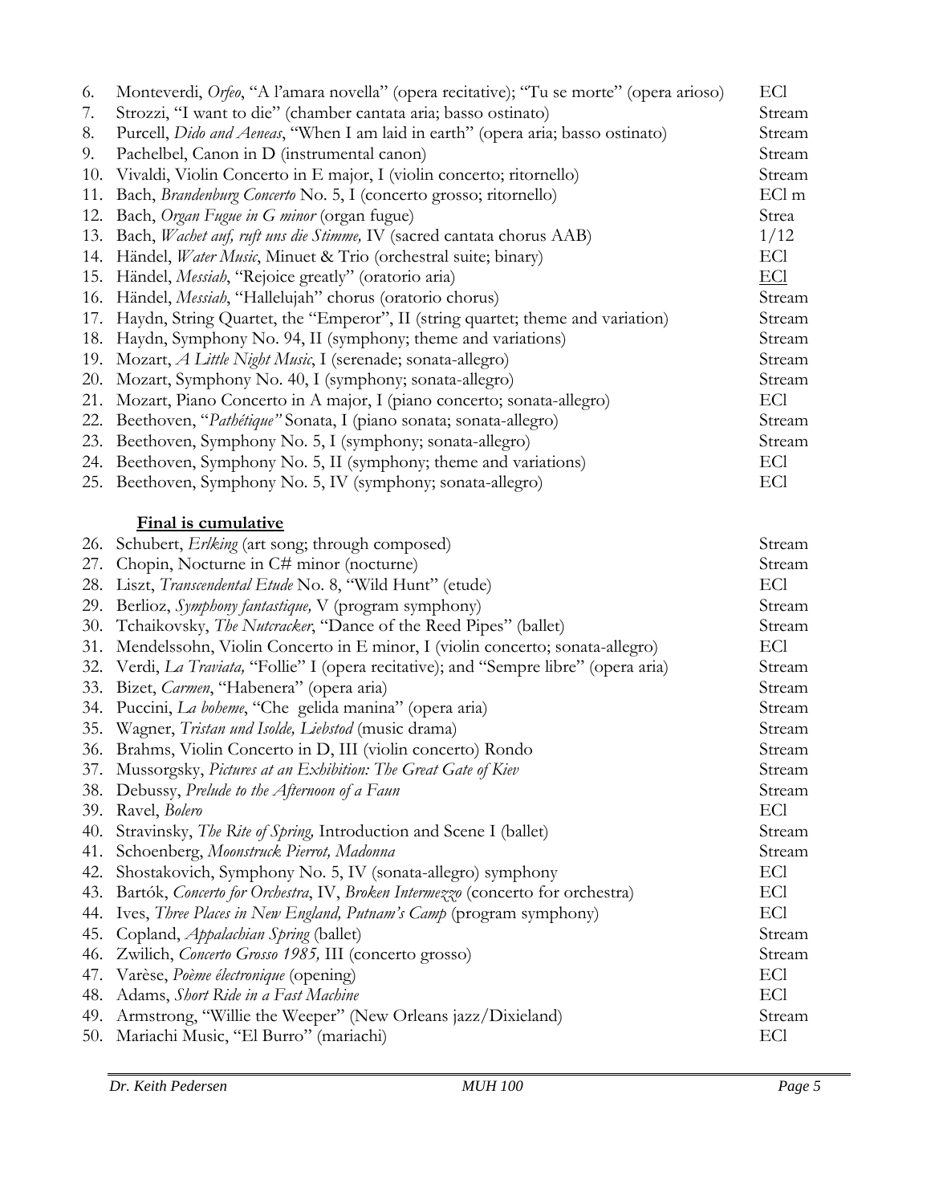| | | |
|---|---|---|
| 6. | Monteverdi, *Orfeo*, "A l'amara novella" (opera recitative); "Tu se morte" (opera arioso) | ECl |
| 7. | Strozzi, "I want to die" (chamber cantata aria; basso ostinato) | Stream |
| 8. | Purcell, *Dido and Aeneas*, "When I am laid in earth" (opera aria; basso ostinato) | Stream |
| 9. | Pachelbel, Canon in D (instrumental canon) | Stream |
| 10. | Vivaldi, Violin Concerto in E major, I (violin concerto; ritornello) | Stream |
| 11. | Bach, *Brandenburg Concerto* No. 5, I (concerto grosso; ritornello) | ECl m |
| 12. | Bach, *Organ Fugue in G minor* (organ fugue) | Strea |
| 13. | Bach, *Wachet auf, ruft uns die Stimme,* IV (sacred cantata chorus AAB) | 1/12 |
| 14. | Händel, *Water Music*, Minuet & Trio (orchestral suite; binary) | ECl |
| 15. | Händel, *Messiah*, "Rejoice greatly" (oratorio aria) | ECl |
| 16. | Händel, *Messiah*, "Hallelujah" chorus (oratorio chorus) | Stream |
| 17. | Haydn, String Quartet, the "Emperor", II (string quartet; theme and variation) | Stream |
| 18. | Haydn, Symphony No. 94, II (symphony; theme and variations) | Stream |
| 19. | Mozart, *A Little Night Music*, I (serenade; sonata-allegro) | Stream |
| 20. | Mozart, Symphony No. 40, I (symphony; sonata-allegro) | Stream |
| 21. | Mozart, Piano Concerto in A major, I (piano concerto; sonata-allegro) | ECl |
| 22. | Beethoven, "*Pathétique"* Sonata, I (piano sonata; sonata-allegro) | Stream |
| 23. | Beethoven, Symphony No. 5, I (symphony; sonata-allegro) | Stream |
| 24. | Beethoven, Symphony No. 5, II (symphony; theme and variations) | ECl |
| 25. | Beethoven, Symphony No. 5, IV (symphony; sonata-allegro) | ECl |

**Final is cumulative**

| | | |
|---|---|---|
| 26. | Schubert, *Erlking* (art song; through composed) | Stream |
| 27. | Chopin, Nocturne in C# minor (nocturne) | Stream |
| 28. | Liszt, *Transcendental Etude* No. 8, "Wild Hunt" (etude) | ECl |
| 29. | Berlioz, *Symphony fantastique,* V (program symphony) | Stream |
| 30. | Tchaikovsky, *The Nutcracker*, "Dance of the Reed Pipes" (ballet) | Stream |
| 31. | Mendelssohn, Violin Concerto in E minor, I (violin concerto; sonata-allegro) | ECl |
| 32. | Verdi, *La Traviata,* "Follie" I (opera recitative); and "Sempre libre" (opera aria) | Stream |
| 33. | Bizet, *Carmen*, "Habenera" (opera aria) | Stream |
| 34. | Puccini, *La boheme*, "Che gelida manina" (opera aria) | Stream |
| 35. | Wagner, *Tristan und Isolde, Liebstod* (music drama) | Stream |
| 36. | Brahms, Violin Concerto in D, III (violin concerto) Rondo | Stream |
| 37. | Mussorgsky, *Pictures at an Exhibition: The Great Gate of Kiev* | Stream |
| 38. | Debussy, *Prelude to the Afternoon of a Faun* | Stream |
| 39. | Ravel, *Bolero* | ECl |
| 40. | Stravinsky, *The Rite of Spring,* Introduction and Scene I (ballet) | Stream |
| 41. | Schoenberg, *Moonstruck Pierrot, Madonna* | Stream |
| 42. | Shostakovich, Symphony No. 5, IV (sonata-allegro) symphony | ECl |
| 43. | Bartók, *Concerto for Orchestra*, IV, *Broken Intermezzo* (concerto for orchestra) | ECl |
| 44. | Ives, *Three Places in New England, Putnam's Camp* (program symphony) | ECl |
| 45. | Copland, *Appalachian Spring* (ballet) | Stream |
| 46. | Zwilich, *Concerto Grosso 1985,* III (concerto grosso) | Stream |
| 47. | Varèse, *Poème électronique* (opening) | ECl |
| 48. | Adams, *Short Ride in a Fast Machine* | ECl |
| 49. | Armstrong, "Willie the Weeper" (New Orleans jazz/Dixieland) | Stream |
| 50. | Mariachi Music, "El Burro" (mariachi) | ECl |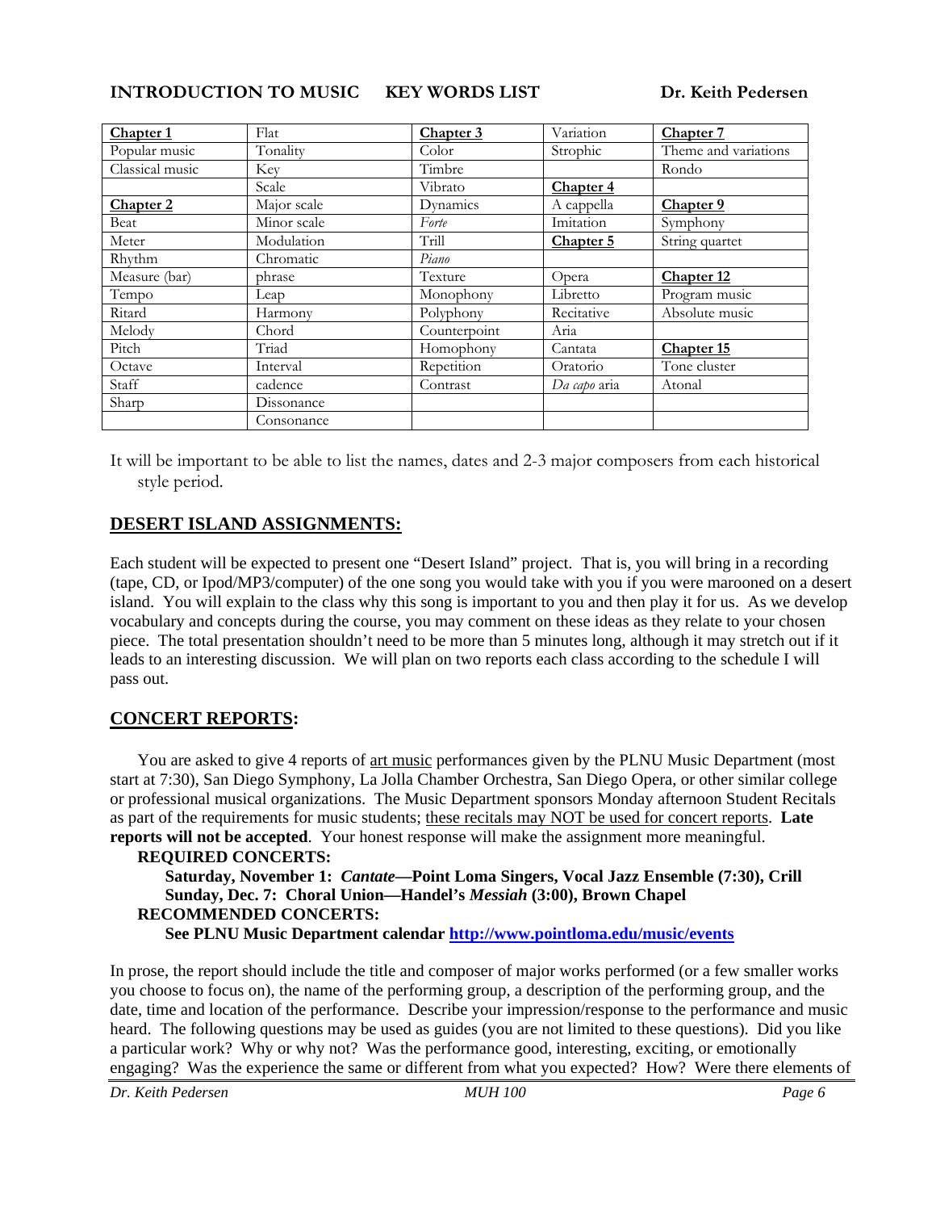**INTRODUCTION TO MUSIC KEY WORDS LIST Dr. Keith Pedersen**

| **Chapter 1** | Flat | **Chapter 3** | Variation | **Chapter 7** |
|---|---|---|---|---|
| Popular music | Tonality | Color | Strophic | Theme and variations |
| Classical music | Key | Timbre | | Rondo |
| | Scale | Vibrato | **Chapter 4** | |
| **Chapter 2** | Major scale | Dynamics | A cappella | **Chapter 9** |
| Beat | Minor scale | *Forte* | Imitation | Symphony |
| Meter | Modulation | Trill | **Chapter 5** | String quartet |
| Rhythm | Chromatic | *Piano* | | |
| Measure (bar) | phrase | Texture | Opera | **Chapter 12** |
| Tempo | Leap | Monophony | Libretto | Program music |
| Ritard | Harmony | Polyphony | Recitative | Absolute music |
| Melody | Chord | Counterpoint | Aria | |
| Pitch | Triad | Homophony | Cantata | **Chapter 15** |
| Octave | Interval | Repetition | Oratorio | Tone cluster |
| Staff | cadence | Contrast | *Da capo* aria | Atonal |
| Sharp | Dissonance | | | |
| | Consonance | | | |

It will be important to be able to list the names, dates and 2-3 major composers from each historical style period.

## DESERT ISLAND ASSIGNMENTS:

Each student will be expected to present one "Desert Island" project. That is, you will bring in a recording (tape, CD, or Ipod/MP3/computer) of the one song you would take with you if you were marooned on a desert island. You will explain to the class why this song is important to you and then play it for us. As we develop vocabulary and concepts during the course, you may comment on these ideas as they relate to your chosen piece. The total presentation shouldn't need to be more than 5 minutes long, although it may stretch out if it leads to an interesting discussion. We will plan on two reports each class according to the schedule I will pass out.

## CONCERT REPORTS:

You are asked to give 4 reports of art music performances given by the PLNU Music Department (most start at 7:30), San Diego Symphony, La Jolla Chamber Orchestra, San Diego Opera, or other similar college or professional musical organizations. The Music Department sponsors Monday afternoon Student Recitals as part of the requirements for music students; these recitals may NOT be used for concert reports. **Late reports will not be accepted**. Your honest response will make the assignment more meaningful.

**REQUIRED CONCERTS:**

**Saturday, November 1: *Cantate*—Point Loma Singers, Vocal Jazz Ensemble (7:30), Crill**
**Sunday, Dec. 7: Choral Union—Handel's *Messiah* (3:00), Brown Chapel**

**RECOMMENDED CONCERTS:**

**See PLNU Music Department calendar http://www.pointloma.edu/music/events**

In prose, the report should include the title and composer of major works performed (or a few smaller works you choose to focus on), the name of the performing group, a description of the performing group, and the date, time and location of the performance. Describe your impression/response to the performance and music heard. The following questions may be used as guides (you are not limited to these questions). Did you like a particular work? Why or why not? Was the performance good, interesting, exciting, or emotionally engaging? Was the experience the same or different from what you expected? How? Were there elements of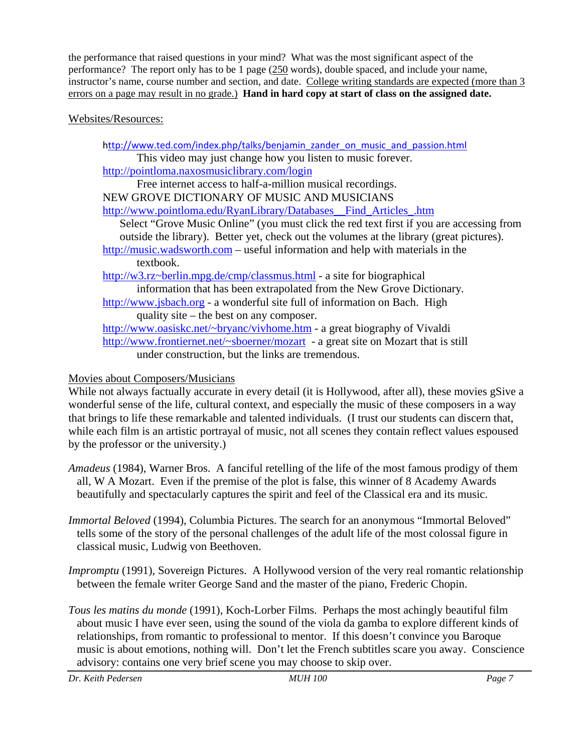the performance that raised questions in your mind? What was the most significant aspect of the performance? The report only has to be 1 page (250 words), double spaced, and include your name, instructor's name, course number and section, and date. College writing standards are expected (more than 3 errors on a page may result in no grade.) **Hand in hard copy at start of class on the assigned date.**

Websites/Resources:

http://www.ted.com/index.php/talks/benjamin_zander_on_music_and_passion.html
This video may just change how you listen to music forever.

http://pointloma.naxosmusiclibrary.com/login
Free internet access to half-a-million musical recordings.

NEW GROVE DICTIONARY OF MUSIC AND MUSICIANS
http://www.pointloma.edu/RyanLibrary/Databases__Find_Articles_.htm
Select "Grove Music Online" (you must click the red text first if you are accessing from outside the library). Better yet, check out the volumes at the library (great pictures).

http://music.wadsworth.com – useful information and help with materials in the textbook.

http://w3.rz~berlin.mpg.de/cmp/classmus.html - a site for biographical information that has been extrapolated from the New Grove Dictionary.

http://www.jsbach.org - a wonderful site full of information on Bach. High quality site – the best on any composer.

http://www.oasiskc.net/~bryanc/vivhome.htm - a great biography of Vivaldi

http://www.frontiernet.net/~sboerner/mozart - a great site on Mozart that is still under construction, but the links are tremendous.

Movies about Composers/Musicians

While not always factually accurate in every detail (it is Hollywood, after all), these movies gSive a wonderful sense of the life, cultural context, and especially the music of these composers in a way that brings to life these remarkable and talented individuals. (I trust our students can discern that, while each film is an artistic portrayal of music, not all scenes they contain reflect values espoused by the professor or the university.)

*Amadeus* (1984), Warner Bros. A fanciful retelling of the life of the most famous prodigy of them all, W A Mozart. Even if the premise of the plot is false, this winner of 8 Academy Awards beautifully and spectacularly captures the spirit and feel of the Classical era and its music.

*Immortal Beloved* (1994), Columbia Pictures. The search for an anonymous "Immortal Beloved" tells some of the story of the personal challenges of the adult life of the most colossal figure in classical music, Ludwig von Beethoven.

*Impromptu* (1991), Sovereign Pictures. A Hollywood version of the very real romantic relationship between the female writer George Sand and the master of the piano, Frederic Chopin.

*Tous les matins du monde* (1991), Koch-Lorber Films. Perhaps the most achingly beautiful film about music I have ever seen, using the sound of the viola da gamba to explore different kinds of relationships, from romantic to professional to mentor. If this doesn't convince you Baroque music is about emotions, nothing will. Don't let the French subtitles scare you away. Conscience advisory: contains one very brief scene you may choose to skip over.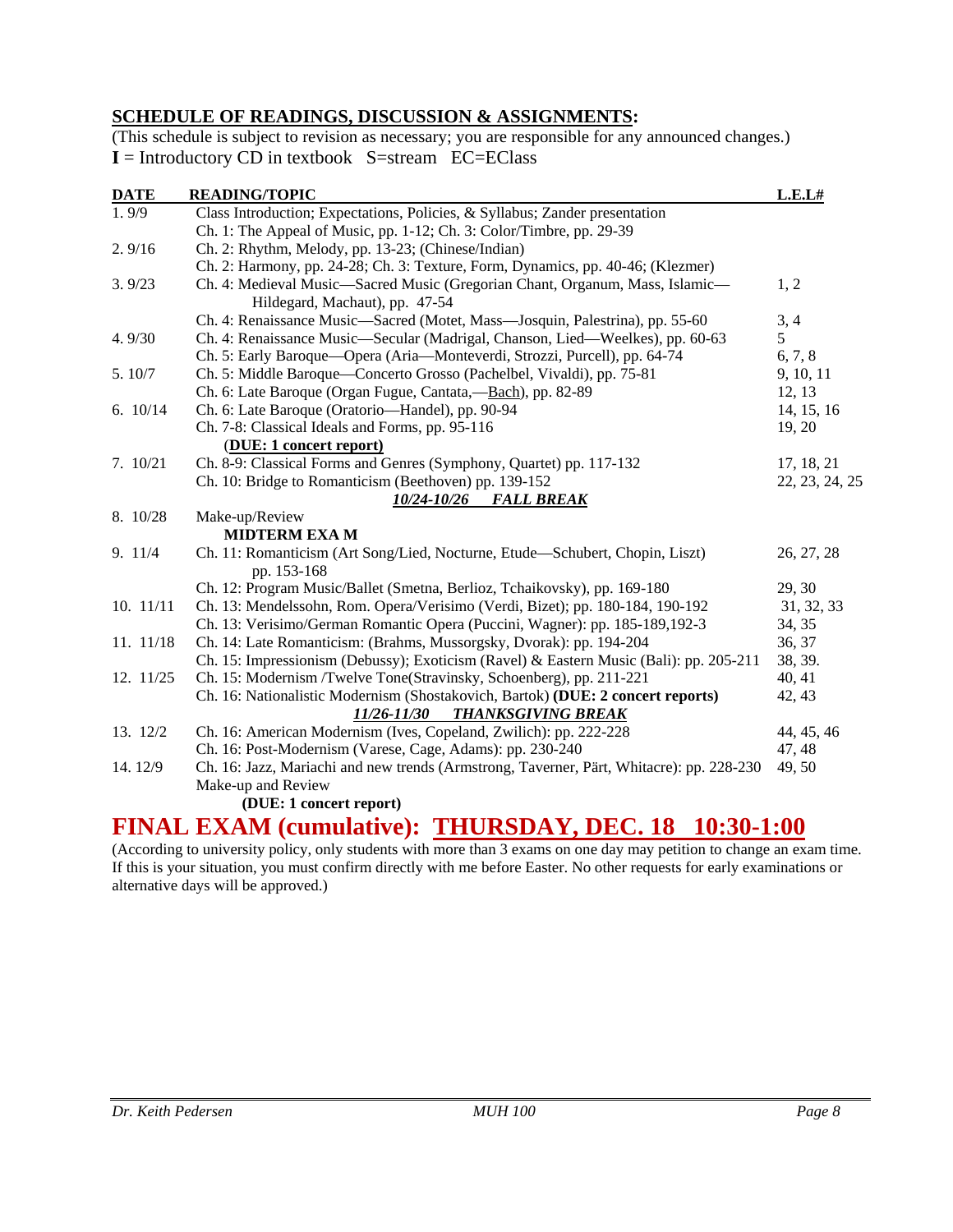## SCHEDULE OF READINGS, DISCUSSION & ASSIGNMENTS:

(This schedule is subject to revision as necessary; you are responsible for any announced changes.)

**I** = Introductory CD in textbook S=stream EC=EClass

| DATE | READING/TOPIC | L.E.L# |
|---|---|---|
| 1. 9/9 | Class Introduction; Expectations, Policies, & Syllabus; Zander presentation | |
| | Ch. 1: The Appeal of Music, pp. 1-12; Ch. 3: Color/Timbre, pp. 29-39 | |
| 2. 9/16 | Ch. 2: Rhythm, Melody, pp. 13-23; (Chinese/Indian) | |
| | Ch. 2: Harmony, pp. 24-28; Ch. 3: Texture, Form, Dynamics, pp. 40-46; (Klezmer) | |
| 3. 9/23 | Ch. 4: Medieval Music—Sacred Music (Gregorian Chant, Organum, Mass, Islamic—Hildegard, Machaut), pp. 47-54 | 1, 2 |
| | Ch. 4: Renaissance Music—Sacred (Motet, Mass—Josquin, Palestrina), pp. 55-60 | 3, 4 |
| 4. 9/30 | Ch. 4: Renaissance Music—Secular (Madrigal, Chanson, Lied—Weelkes), pp. 60-63 | 5 |
| | Ch. 5: Early Baroque—Opera (Aria—Monteverdi, Strozzi, Purcell), pp. 64-74 | 6, 7, 8 |
| 5. 10/7 | Ch. 5: Middle Baroque—Concerto Grosso (Pachelbel, Vivaldi), pp. 75-81 | 9, 10, 11 |
| | Ch. 6: Late Baroque (Organ Fugue, Cantata,—Bach), pp. 82-89 | 12, 13 |
| 6. 10/14 | Ch. 6: Late Baroque (Oratorio—Handel), pp. 90-94 | 14, 15, 16 |
| | Ch. 7-8: Classical Ideals and Forms, pp. 95-116 | 19, 20 |
| | **(DUE: 1 concert report)** | |
| 7. 10/21 | Ch. 8-9: Classical Forms and Genres (Symphony, Quartet) pp. 117-132 | 17, 18, 21 |
| | Ch. 10: Bridge to Romanticism (Beethoven) pp. 139-152 | 22, 23, 24, 25 |
| | ***10/24-10/26 FALL BREAK*** | |
| 8. 10/28 | Make-up/Review | |
| | **MIDTERM EXA M** | |
| 9. 11/4 | Ch. 11: Romanticism (Art Song/Lied, Nocturne, Etude—Schubert, Chopin, Liszt) pp. 153-168 | 26, 27, 28 |
| | Ch. 12: Program Music/Ballet (Smetna, Berlioz, Tchaikovsky), pp. 169-180 | 29, 30 |
| 10. 11/11 | Ch. 13: Mendelssohn, Rom. Opera/Verisimo (Verdi, Bizet); pp. 180-184, 190-192 | 31, 32, 33 |
| | Ch. 13: Verisimo/German Romantic Opera (Puccini, Wagner): pp. 185-189,192-3 | 34, 35 |
| 11. 11/18 | Ch. 14: Late Romanticism: (Brahms, Mussorgsky, Dvorak): pp. 194-204 | 36, 37 |
| | Ch. 15: Impressionism (Debussy); Exoticism (Ravel) & Eastern Music (Bali): pp. 205-211 | 38, 39. |
| 12. 11/25 | Ch. 15: Modernism /Twelve Tone(Stravinsky, Schoenberg), pp. 211-221 | 40, 41 |
| | Ch. 16: Nationalistic Modernism (Shostakovich, Bartok) **(DUE: 2 concert reports)** | 42, 43 |
| | ***11/26-11/30 THANKSGIVING BREAK*** | |
| 13. 12/2 | Ch. 16: American Modernism (Ives, Copeland, Zwilich): pp. 222-228 | 44, 45, 46 |
| | Ch. 16: Post-Modernism (Varese, Cage, Adams): pp. 230-240 | 47, 48 |
| 14. 12/9 | Ch. 16: Jazz, Mariachi and new trends (Armstrong, Taverner, Pärt, Whitacre): pp. 228-230 | 49, 50 |
| | Make-up and Review | |
| | **(DUE: 1 concert report)** | |

# FINAL EXAM (cumulative): THURSDAY, DEC. 18 10:30-1:00

(According to university policy, only students with more than 3 exams on one day may petition to change an exam time. If this is your situation, you must confirm directly with me before Easter. No other requests for early examinations or alternative days will be approved.)